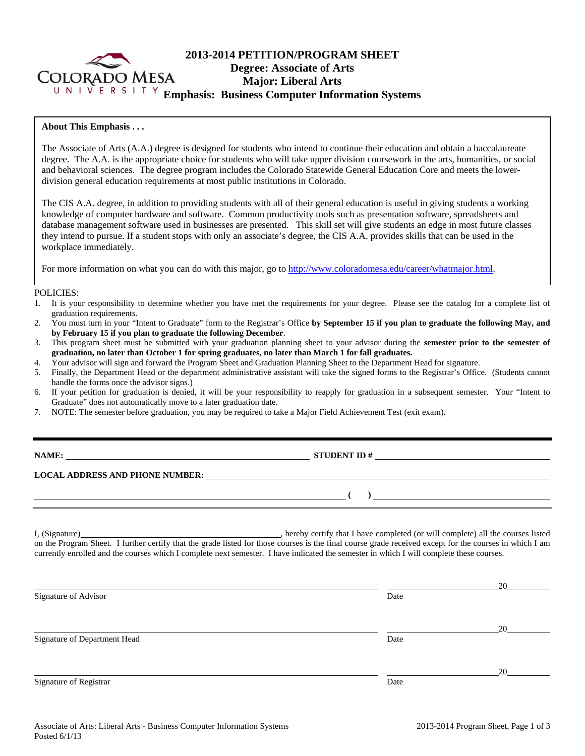# 2013-2014 PETITION/PROGRAM SHEET
## Degree: Associate of Arts
## Major: Liberal Arts
## Emphasis: Business Computer Information Systems

**About This Emphasis . . .**

The Associate of Arts (A.A.) degree is designed for students who intend to continue their education and obtain a baccalaureate degree. The A.A. is the appropriate choice for students who will take upper division coursework in the arts, humanities, or social and behavioral sciences. The degree program includes the Colorado Statewide General Education Core and meets the lower-division general education requirements at most public institutions in Colorado.

The CIS A.A. degree, in addition to providing students with all of their general education is useful in giving students a working knowledge of computer hardware and software. Common productivity tools such as presentation software, spreadsheets and database management software used in businesses are presented. This skill set will give students an edge in most future classes they intend to pursue. If a student stops with only an associate's degree, the CIS A.A. provides skills that can be used in the workplace immediately.

For more information on what you can do with this major, go to http://www.coloradomesa.edu/career/whatmajor.html.

POLICIES:

1. It is your responsibility to determine whether you have met the requirements for your degree. Please see the catalog for a complete list of graduation requirements.
2. You must turn in your "Intent to Graduate" form to the Registrar's Office **by September 15 if you plan to graduate the following May, and by February 15 if you plan to graduate the following December**.
3. This program sheet must be submitted with your graduation planning sheet to your advisor during the **semester prior to the semester of graduation, no later than October 1 for spring graduates, no later than March 1 for fall graduates.**
4. Your advisor will sign and forward the Program Sheet and Graduation Planning Sheet to the Department Head for signature.
5. Finally, the Department Head or the department administrative assistant will take the signed forms to the Registrar's Office. (Students cannot handle the forms once the advisor signs.)
6. If your petition for graduation is denied, it will be your responsibility to reapply for graduation in a subsequent semester. Your "Intent to Graduate" does not automatically move to a later graduation date.
7. NOTE: The semester before graduation, you may be required to take a Major Field Achievement Test (exit exam).

---

**NAME:** ______________________________ **STUDENT ID #** ______________________________

**LOCAL ADDRESS AND PHONE NUMBER:** ______________________________

______________________________ **(     )** ______________________________

I, (Signature)______________________________, hereby certify that I have completed (or will complete) all the courses listed on the Program Sheet. I further certify that the grade listed for those courses is the final course grade received except for the courses in which I am currently enrolled and the courses which I complete next semester. I have indicated the semester in which I will complete these courses.

______________________________ ______________ 20______
Signature of Advisor Date

______________________________ ______________ 20______
Signature of Department Head Date

______________________________ ______________ 20______
Signature of Registrar Date

Associate of Arts: Liberal Arts - Business Computer Information Systems
Posted 6/1/13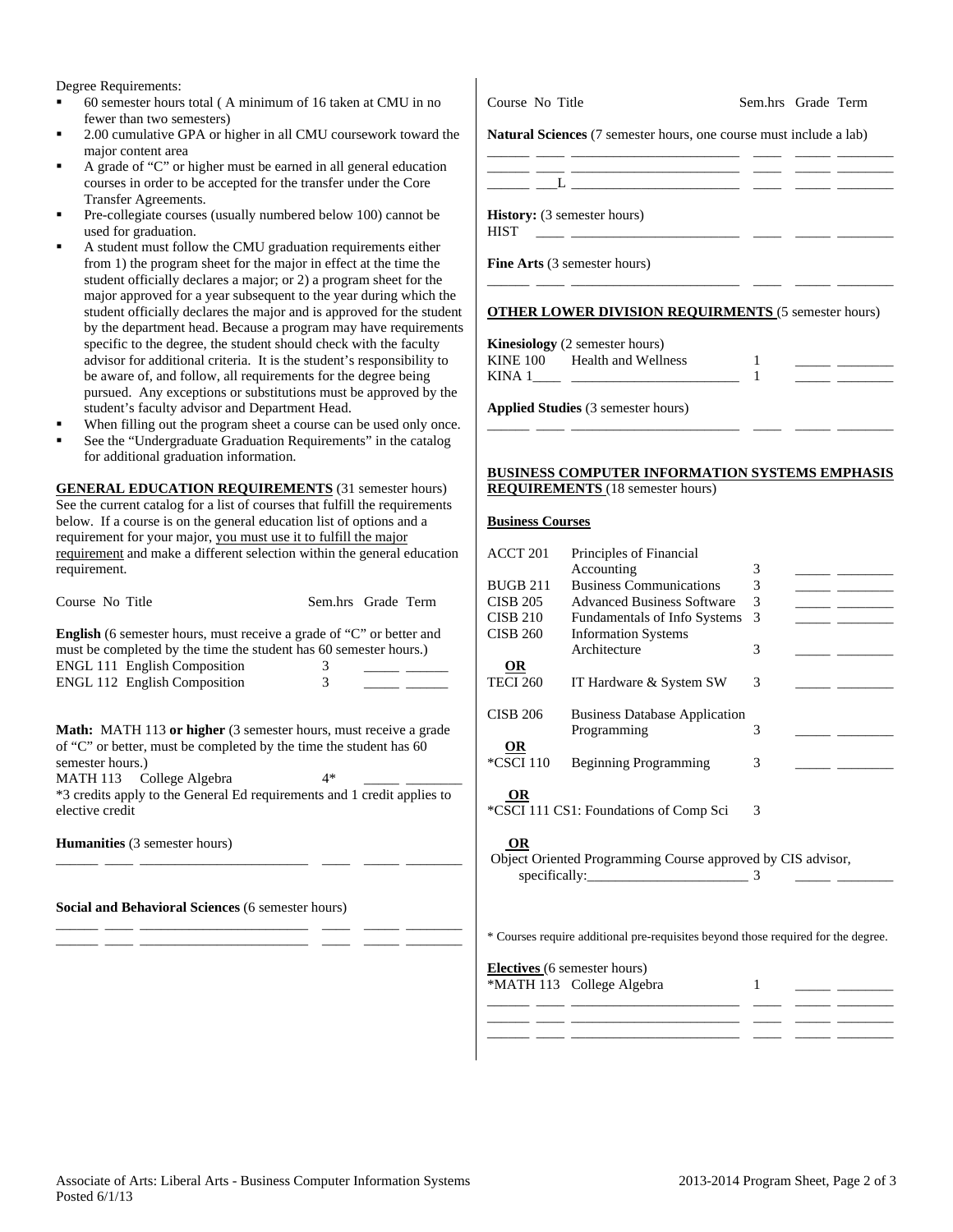Degree Requirements:

- 60 semester hours total ( A minimum of 16 taken at CMU in no fewer than two semesters)
- 2.00 cumulative GPA or higher in all CMU coursework toward the major content area
- A grade of "C" or higher must be earned in all general education courses in order to be accepted for the transfer under the Core Transfer Agreements.
- Pre-collegiate courses (usually numbered below 100) cannot be used for graduation.
- A student must follow the CMU graduation requirements either from 1) the program sheet for the major in effect at the time the student officially declares a major; or 2) a program sheet for the major approved for a year subsequent to the year during which the student officially declares the major and is approved for the student by the department head. Because a program may have requirements specific to the degree, the student should check with the faculty advisor for additional criteria. It is the student's responsibility to be aware of, and follow, all requirements for the degree being pursued. Any exceptions or substitutions must be approved by the student's faculty advisor and Department Head.
- When filling out the program sheet a course can be used only once.
- See the "Undergraduate Graduation Requirements" in the catalog for additional graduation information.

**GENERAL EDUCATION REQUIREMENTS** (31 semester hours) See the current catalog for a list of courses that fulfill the requirements below. If a course is on the general education list of options and a requirement for your major, you must use it to fulfill the major requirement and make a different selection within the general education requirement.

| Course | No | Title | Sem.hrs | Grade | Term |
|---|---|---|---|---|---|

**English** (6 semester hours, must receive a grade of "C" or better and must be completed by the time the student has 60 semester hours.)

| Course | Title | Sem.hrs | Grade | Term |
|---|---|---|---|---|
| ENGL 111 | English Composition | 3 | _____ | ______ |
| ENGL 112 | English Composition | 3 | _____ | ______ |

**Math:** MATH 113 **or higher** (3 semester hours, must receive a grade of "C" or better, must be completed by the time the student has 60 semester hours.)

| Course | Title | Sem.hrs | Grade | Term |
|---|---|---|---|---|
| MATH 113 | College Algebra | 4* | _____ | ________ |

*3 credits apply to the General Ed requirements and 1 credit applies to elective credit

**Humanities** (3 semester hours)

______ ____ _______________________ ____ _____ ________

**Social and Behavioral Sciences** (6 semester hours)

______ ____ _______________________ ____ _____ ________
______ ____ _______________________ ____ _____ ________

| Course | No | Title | Sem.hrs | Grade | Term |
|---|---|---|---|---|---|

**Natural Sciences** (7 semester hours, one course must include a lab)

______ ____ _______________________ ____ _____ ________
______ ____ _______________________ ____ _____ ________
______ ___L _______________________ ____ _____ ________

**History:** (3 semester hours)

HIST ____ _______________________ ____ _____ ________

**Fine Arts** (3 semester hours)

______ ____ _______________________ ____ _____ ________

**OTHER LOWER DIVISION REQUIRMENTS** (5 semester hours)

**Kinesiology** (2 semester hours)

| Course | Title | Sem.hrs | Grade | Term |
|---|---|---|---|---|
| KINE 100 | Health and Wellness | 1 | _____ | ________ |
| KINA 1____ | _______________________ | 1 | _____ | ________ |

**Applied Studies** (3 semester hours)

______ ____ _______________________ ____ _____ ________

**BUSINESS COMPUTER INFORMATION SYSTEMS EMPHASIS REQUIREMENTS** (18 semester hours)

**Business Courses**

| Course | Title | Sem.hrs | Grade | Term |
|---|---|---|---|---|
| ACCT 201 | Principles of Financial Accounting | 3 | _____ | ________ |
| BUGB 211 | Business Communications | 3 | _____ | ________ |
| CISB 205 | Advanced Business Software | 3 | _____ | ________ |
| CISB 210 | Fundamentals of Info Systems | 3 | _____ | ________ |
| CISB 260 | Information Systems Architecture | 3 | _____ | ________ |
| **OR** | | | | |
| TECI 260 | IT Hardware & System SW | 3 | _____ | ________ |
| CISB 206 | Business Database Application Programming | 3 | _____ | ________ |
| **OR** | | | | |
| *CSCI 110 | Beginning Programming | 3 | _____ | ________ |
| **OR** | | | | |
| *CSCI 111 | CS1: Foundations of Comp Sci | 3 | | |
| **OR** | | | | |
| Object Oriented Programming Course approved by CIS advisor, specifically:_______________________ | | 3 | _____ | ________ |

* Courses require additional pre-requisites beyond those required for the degree.

**Electives** (6 semester hours)

| Course | Title | Sem.hrs | Grade | Term |
|---|---|---|---|---|
| *MATH 113 | College Algebra | 1 | _____ | ________ |
| ______ ____ | _______________________ | ____ | _____ | ________ |
| ______ ____ | _______________________ | ____ | _____ | ________ |
| ______ ____ | _______________________ | ____ | _____ | ________ |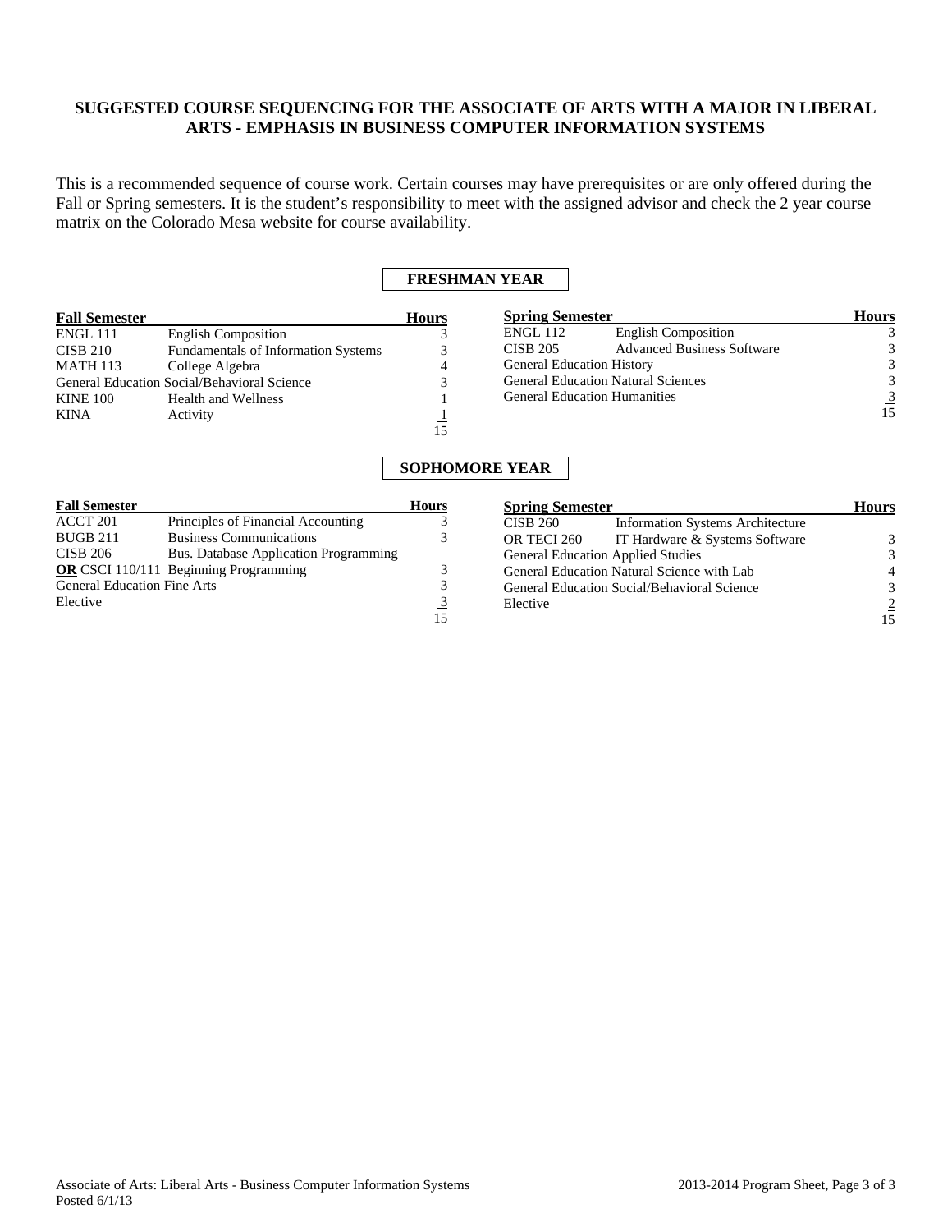## SUGGESTED COURSE SEQUENCING FOR THE ASSOCIATE OF ARTS WITH A MAJOR IN LIBERAL ARTS - EMPHASIS IN BUSINESS COMPUTER INFORMATION SYSTEMS

This is a recommended sequence of course work. Certain courses may have prerequisites or are only offered during the Fall or Spring semesters. It is the student's responsibility to meet with the assigned advisor and check the 2 year course matrix on the Colorado Mesa website for course availability.

### FRESHMAN YEAR

| Fall Semester | | Hours |
|---|---|---|
| ENGL 111 | English Composition | 3 |
| CISB 210 | Fundamentals of Information Systems | 3 |
| MATH 113 | College Algebra | 4 |
| General Education Social/Behavioral Science | | 3 |
| KINE 100 | Health and Wellness | 1 |
| KINA | Activity | 1 |
| | | 15 |

| Spring Semester | | Hours |
|---|---|---|
| ENGL 112 | English Composition | 3 |
| CISB 205 | Advanced Business Software | 3 |
| General Education History | | 3 |
| General Education Natural Sciences | | 3 |
| General Education Humanities | | 3 |
| | | 15 |

### SOPHOMORE YEAR

| Fall Semester | | Hours |
|---|---|---|
| ACCT 201 | Principles of Financial Accounting | 3 |
| BUGB 211 | Business Communications | 3 |
| CISB 206 | Bus. Database Application Programming | |
| **OR** CSCI 110/111 | Beginning Programming | 3 |
| General Education Fine Arts | | 3 |
| Elective | | 3 |
| | | 15 |

| Spring Semester | | Hours |
|---|---|---|
| CISB 260 | Information Systems Architecture | |
| OR TECI 260 | IT Hardware & Systems Software | 3 |
| General Education Applied Studies | | 3 |
| General Education Natural Science with Lab | | 4 |
| General Education Social/Behavioral Science | | 3 |
| Elective | | 2 |
| | | 15 |